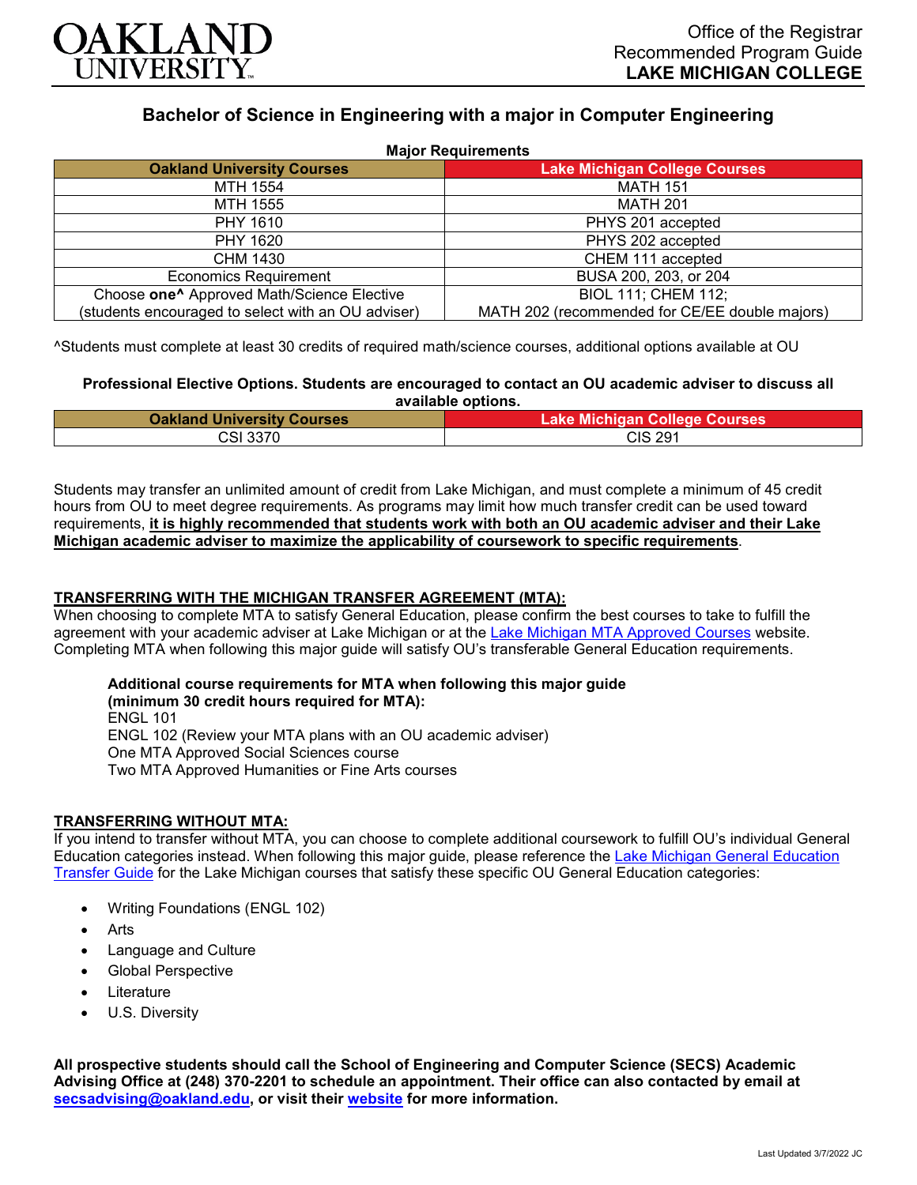OAKLAND UNIVERSITY

Office of the Registrar
Recommended Program Guide
**LAKE MICHIGAN COLLEGE**

## Bachelor of Science in Engineering with a major in Computer Engineering

**Major Requirements**

| Oakland University Courses | Lake Michigan College Courses |
|---|---|
| MTH 1554 | MATH 151 |
| MTH 1555 | MATH 201 |
| PHY 1610 | PHYS 201 accepted |
| PHY 1620 | PHYS 202 accepted |
| CHM 1430 | CHEM 111 accepted |
| Economics Requirement | BUSA 200, 203, or 204 |
| Choose **one^** Approved Math/Science Elective (students encouraged to select with an OU adviser) | BIOL 111; CHEM 112; MATH 202 (recommended for CE/EE double majors) |

^Students must complete at least 30 credits of required math/science courses, additional options available at OU

**Professional Elective Options. Students are encouraged to contact an OU academic adviser to discuss all available options.**

| Oakland University Courses | Lake Michigan College Courses |
|---|---|
| CSI 3370 | CIS 291 |

Students may transfer an unlimited amount of credit from Lake Michigan, and must complete a minimum of 45 credit hours from OU to meet degree requirements. As programs may limit how much transfer credit can be used toward requirements, **it is highly recommended that students work with both an OU academic adviser and their Lake Michigan academic adviser to maximize the applicability of coursework to specific requirements**.

### TRANSFERRING WITH THE MICHIGAN TRANSFER AGREEMENT (MTA):

When choosing to complete MTA to satisfy General Education, please confirm the best courses to take to fulfill the agreement with your academic adviser at Lake Michigan or at the Lake Michigan MTA Approved Courses website. Completing MTA when following this major guide will satisfy OU's transferable General Education requirements.

**Additional course requirements for MTA when following this major guide (minimum 30 credit hours required for MTA):**
ENGL 101
ENGL 102 (Review your MTA plans with an OU academic adviser)
One MTA Approved Social Sciences course
Two MTA Approved Humanities or Fine Arts courses

### TRANSFERRING WITHOUT MTA:

If you intend to transfer without MTA, you can choose to complete additional coursework to fulfill OU's individual General Education categories instead. When following this major guide, please reference the Lake Michigan General Education Transfer Guide for the Lake Michigan courses that satisfy these specific OU General Education categories:

- Writing Foundations (ENGL 102)
- Arts
- Language and Culture
- Global Perspective
- Literature
- U.S. Diversity

**All prospective students should call the School of Engineering and Computer Science (SECS) Academic Advising Office at (248) 370-2201 to schedule an appointment. Their office can also contacted by email at secsadvising@oakland.edu, or visit their website for more information.**

Last Updated 3/7/2022 JC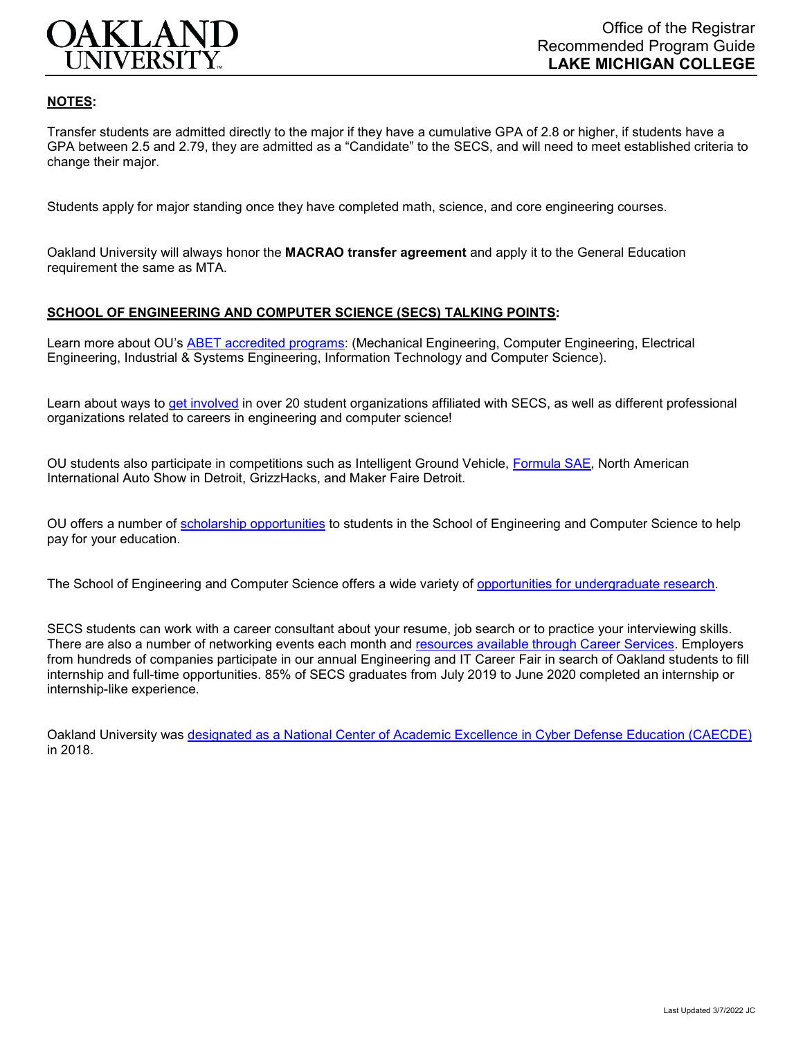**NOTES:**

Transfer students are admitted directly to the major if they have a cumulative GPA of 2.8 or higher, if students have a GPA between 2.5 and 2.79, they are admitted as a "Candidate" to the SECS, and will need to meet established criteria to change their major.

Students apply for major standing once they have completed math, science, and core engineering courses.

Oakland University will always honor the **MACRAO transfer agreement** and apply it to the General Education requirement the same as MTA.

**SCHOOL OF ENGINEERING AND COMPUTER SCIENCE (SECS) TALKING POINTS:**

Learn more about OU's ABET accredited programs: (Mechanical Engineering, Computer Engineering, Electrical Engineering, Industrial & Systems Engineering, Information Technology and Computer Science).

Learn about ways to get involved in over 20 student organizations affiliated with SECS, as well as different professional organizations related to careers in engineering and computer science!

OU students also participate in competitions such as Intelligent Ground Vehicle, Formula SAE, North American International Auto Show in Detroit, GrizzHacks, and Maker Faire Detroit.

OU offers a number of scholarship opportunities to students in the School of Engineering and Computer Science to help pay for your education.

The School of Engineering and Computer Science offers a wide variety of opportunities for undergraduate research.

SECS students can work with a career consultant about your resume, job search or to practice your interviewing skills. There are also a number of networking events each month and resources available through Career Services. Employers from hundreds of companies participate in our annual Engineering and IT Career Fair in search of Oakland students to fill internship and full-time opportunities. 85% of SECS graduates from July 2019 to June 2020 completed an internship or internship-like experience.

Oakland University was designated as a National Center of Academic Excellence in Cyber Defense Education (CAECDE) in 2018.

Last Updated 3/7/2022 JC